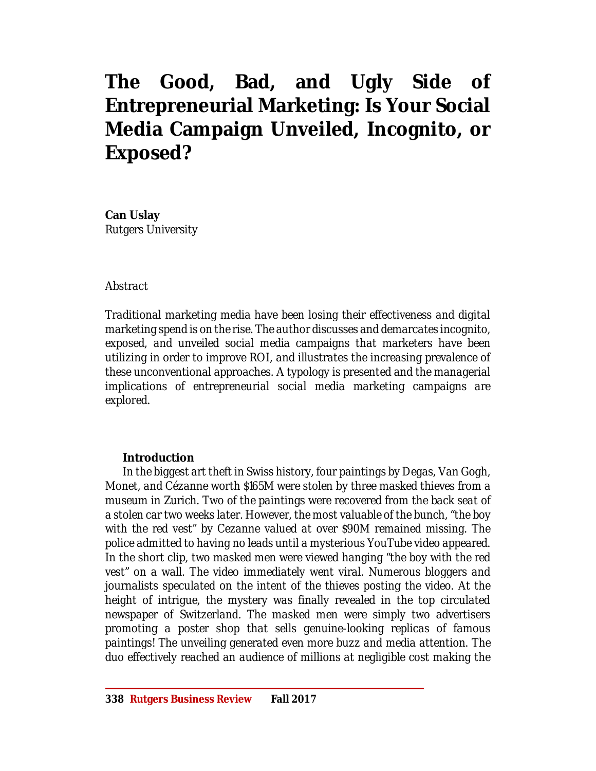# The Good, Bad, and Ugly Side of Entrepreneurial Marketing: Is Your Social Media Campaign Unveiled, Incognito, or Exposed?

**Can Uslay**
Rutgers University

*Abstract*

*Traditional marketing media have been losing their effectiveness and digital marketing spend is on the rise. The author discusses and demarcates incognito, exposed, and unveiled social media campaigns that marketers have been utilizing in order to improve ROI, and illustrates the increasing prevalence of these unconventional approaches. A typology is presented and the managerial implications of entrepreneurial social media marketing campaigns are explored.*

## Introduction

In the biggest art theft in Swiss history, four paintings by Degas, Van Gogh, Monet, and Cézanne worth $165M were stolen by three masked thieves from a museum in Zurich. Two of the paintings were recovered from the back seat of a stolen car two weeks later. However, the most valuable of the bunch, "the boy with the red vest" by Cezanne valued at over $90M remained missing. The police admitted to having no leads until a mysterious YouTube video appeared. In the short clip, two masked men were viewed hanging "the boy with the red vest" on a wall. The video immediately went viral. Numerous bloggers and journalists speculated on the intent of the thieves posting the video. At the height of intrigue, the mystery was finally revealed in the top circulated newspaper of Switzerland. The masked men were simply two advertisers promoting a poster shop that sells genuine-looking replicas of famous paintings! The unveiling generated even more buzz and media attention. The duo effectively reached an audience of millions at negligible cost making the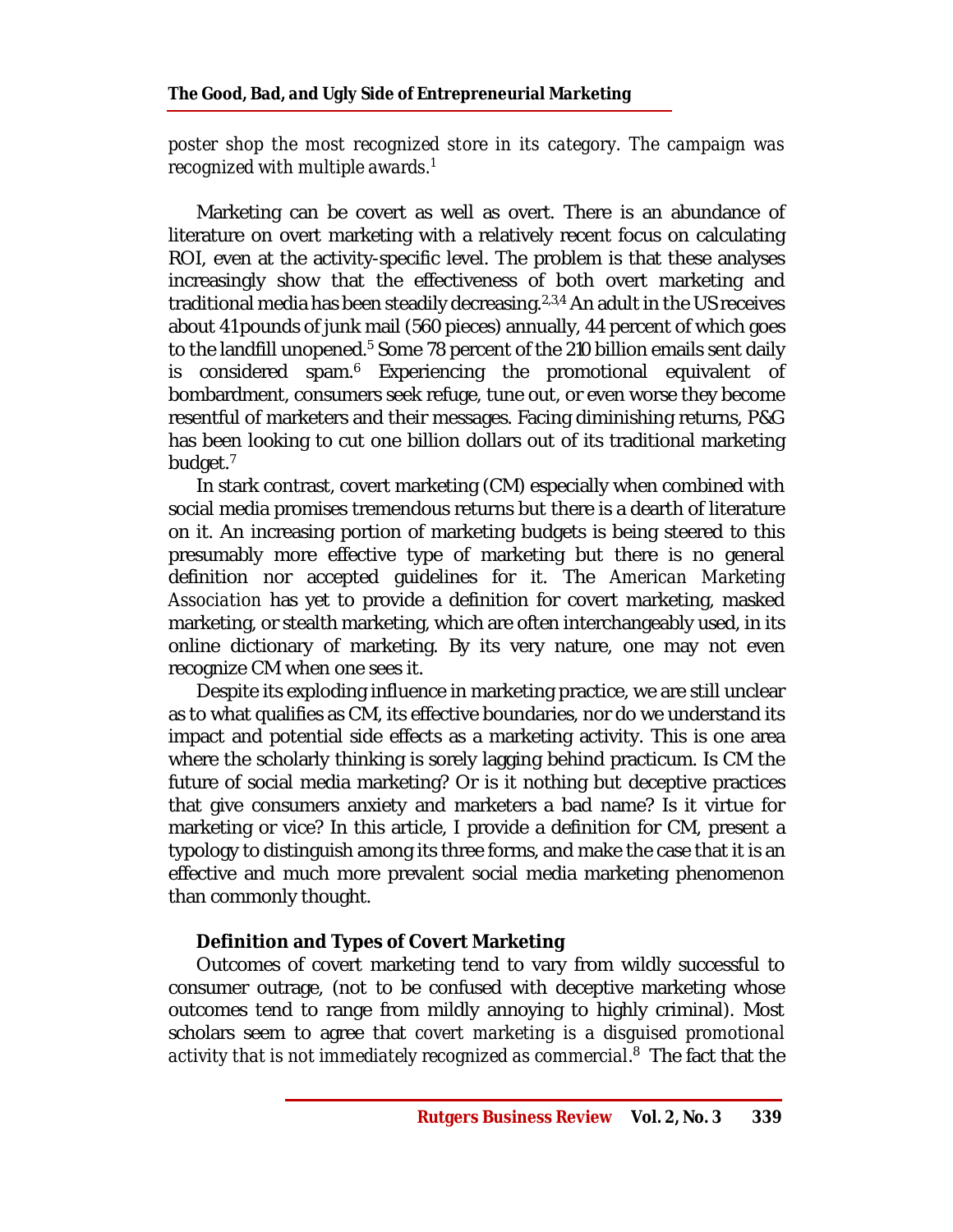*poster shop the most recognized store in its category. The campaign was recognized with multiple awards.*[1]

Marketing can be covert as well as overt. There is an abundance of literature on overt marketing with a relatively recent focus on calculating ROI, even at the activity-specific level. The problem is that these analyses increasingly show that the effectiveness of both overt marketing and traditional media has been steadily decreasing.[2,3,4] An adult in the US receives about 41pounds of junk mail (560 pieces) annually, 44 percent of which goes to the landfill unopened.[5] Some 78 percent of the 210 billion emails sent daily is considered spam.[6] Experiencing the promotional equivalent of bombardment, consumers seek refuge, tune out, or even worse they become resentful of marketers and their messages. Facing diminishing returns, P&G has been looking to cut one billion dollars out of its traditional marketing budget.[7]

In stark contrast, covert marketing (CM) especially when combined with social media promises tremendous returns but there is a dearth of literature on it. An increasing portion of marketing budgets is being steered to this presumably more effective type of marketing but there is no general definition nor accepted guidelines for it. The *American Marketing Association* has yet to provide a definition for covert marketing, masked marketing, or stealth marketing, which are often interchangeably used, in its online dictionary of marketing. By its very nature, one may not even recognize CM when one sees it.

Despite its exploding influence in marketing practice, we are still unclear as to what qualifies as CM, its effective boundaries, nor do we understand its impact and potential side effects as a marketing activity. This is one area where the scholarly thinking is sorely lagging behind practicum. Is CM the future of social media marketing? Or is it nothing but deceptive practices that give consumers anxiety and marketers a bad name? Is it virtue for marketing or vice? In this article, I provide a definition for CM, present a typology to distinguish among its three forms, and make the case that it is an effective and much more prevalent social media marketing phenomenon than commonly thought.

### Definition and Types of Covert Marketing

Outcomes of covert marketing tend to vary from wildly successful to consumer outrage, (not to be confused with deceptive marketing whose outcomes tend to range from mildly annoying to highly criminal). Most scholars seem to agree that *covert marketing is a disguised promotional activity that is not immediately recognized as commercial*.[8] The fact that the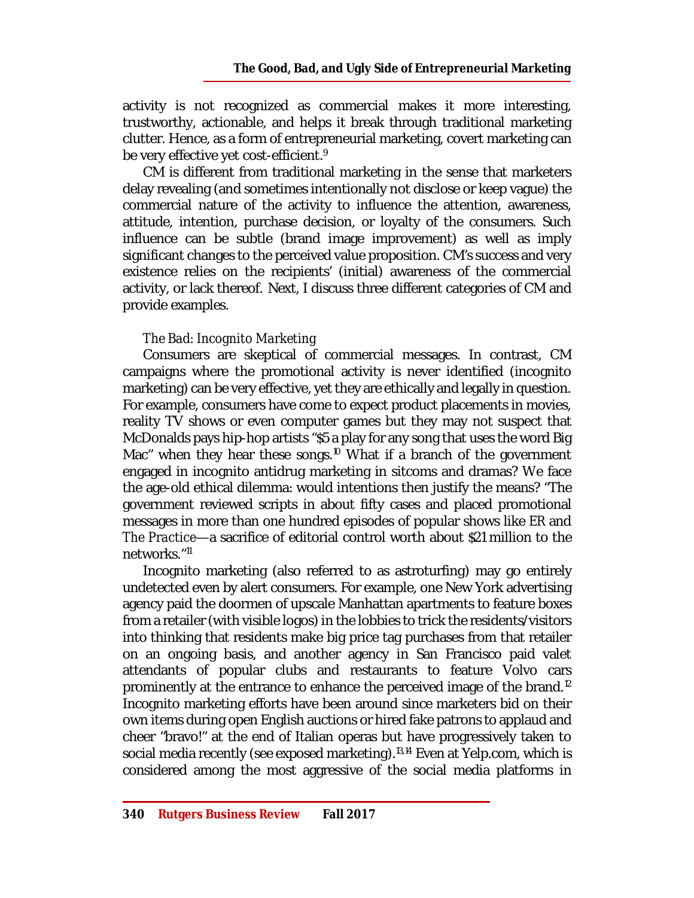activity is not recognized as commercial makes it more interesting, trustworthy, actionable, and helps it break through traditional marketing clutter. Hence, as a form of entrepreneurial marketing, covert marketing can be very effective yet cost-efficient.[9]

CM is different from traditional marketing in the sense that marketers delay revealing (and sometimes intentionally not disclose or keep vague) the commercial nature of the activity to influence the attention, awareness, attitude, intention, purchase decision, or loyalty of the consumers. Such influence can be subtle (brand image improvement) as well as imply significant changes to the perceived value proposition. CM's success and very existence relies on the recipients' (initial) awareness of the commercial activity, or lack thereof. Next, I discuss three different categories of CM and provide examples.

### *The Bad: Incognito Marketing*

Consumers are skeptical of commercial messages. In contrast, CM campaigns where the promotional activity is never identified (incognito marketing) can be very effective, yet they are ethically and legally in question. For example, consumers have come to expect product placements in movies, reality TV shows or even computer games but they may not suspect that McDonalds pays hip-hop artists "$5 a play for any song that uses the word Big Mac" when they hear these songs.[10] What if a branch of the government engaged in incognito antidrug marketing in sitcoms and dramas? We face the age-old ethical dilemma: would intentions then justify the means? "The government reviewed scripts in about fifty cases and placed promotional messages in more than one hundred episodes of popular shows like *ER* and *The Practice*—a sacrifice of editorial control worth about $21 million to the networks."[11]

Incognito marketing (also referred to as astroturfing) may go entirely undetected even by alert consumers. For example, one New York advertising agency paid the doormen of upscale Manhattan apartments to feature boxes from a retailer (with visible logos) in the lobbies to trick the residents/visitors into thinking that residents make big price tag purchases from that retailer on an ongoing basis, and another agency in San Francisco paid valet attendants of popular clubs and restaurants to feature Volvo cars prominently at the entrance to enhance the perceived image of the brand.[12] Incognito marketing efforts have been around since marketers bid on their own items during open English auctions or hired fake patrons to applaud and cheer "bravo!" at the end of Italian operas but have progressively taken to social media recently (see exposed marketing).[13,14] Even at Yelp.com, which is considered among the most aggressive of the social media platforms in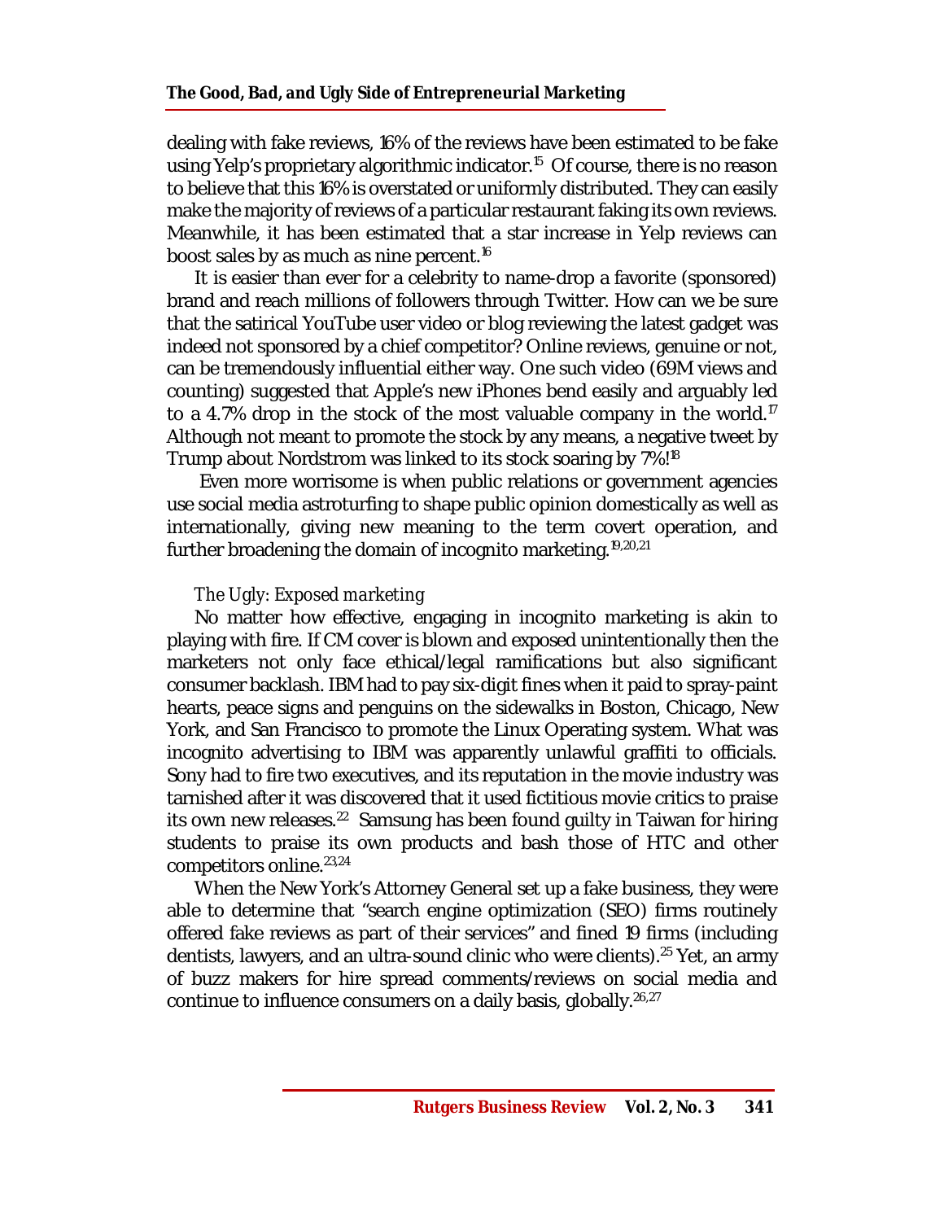dealing with fake reviews, 16% of the reviews have been estimated to be fake using Yelp's proprietary algorithmic indicator.[15] Of course, there is no reason to believe that this 16% is overstated or uniformly distributed. They can easily make the majority of reviews of a particular restaurant faking its own reviews. Meanwhile, it has been estimated that a star increase in Yelp reviews can boost sales by as much as nine percent.[16]

It is easier than ever for a celebrity to name-drop a favorite (sponsored) brand and reach millions of followers through Twitter. How can we be sure that the satirical YouTube user video or blog reviewing the latest gadget was indeed not sponsored by a chief competitor? Online reviews, genuine or not, can be tremendously influential either way. One such video (69M views and counting) suggested that Apple's new iPhones bend easily and arguably led to a 4.7% drop in the stock of the most valuable company in the world.[17] Although not meant to promote the stock by any means, a negative tweet by Trump about Nordstrom was linked to its stock soaring by 7%![18]

Even more worrisome is when public relations or government agencies use social media astroturfing to shape public opinion domestically as well as internationally, giving new meaning to the term covert operation, and further broadening the domain of incognito marketing.[19,20,21]

### *The Ugly: Exposed marketing*

No matter how effective, engaging in incognito marketing is akin to playing with fire. If CM cover is blown and exposed unintentionally then the marketers not only face ethical/legal ramifications but also significant consumer backlash. IBM had to pay six-digit fines when it paid to spray-paint hearts, peace signs and penguins on the sidewalks in Boston, Chicago, New York, and San Francisco to promote the Linux Operating system. What was incognito advertising to IBM was apparently unlawful graffiti to officials. Sony had to fire two executives, and its reputation in the movie industry was tarnished after it was discovered that it used fictitious movie critics to praise its own new releases.[22] Samsung has been found guilty in Taiwan for hiring students to praise its own products and bash those of HTC and other competitors online.[23,24]

When the New York's Attorney General set up a fake business, they were able to determine that "search engine optimization (SEO) firms routinely offered fake reviews as part of their services" and fined 19 firms (including dentists, lawyers, and an ultra-sound clinic who were clients).[25] Yet, an army of buzz makers for hire spread comments/reviews on social media and continue to influence consumers on a daily basis, globally.[26,27]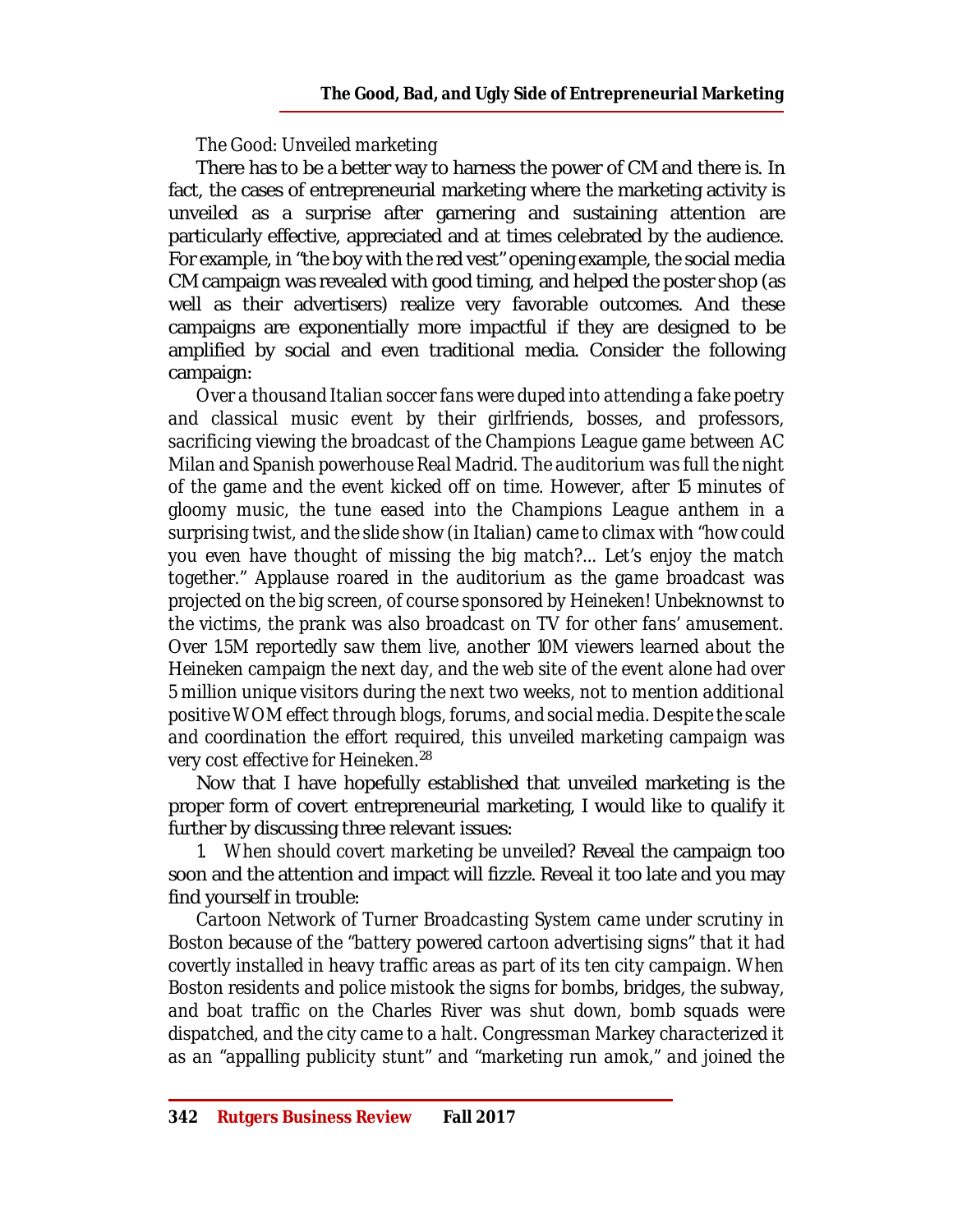*The Good: Unveiled marketing*

There has to be a better way to harness the power of CM and there is. In fact, the cases of entrepreneurial marketing where the marketing activity is unveiled as a surprise after garnering and sustaining attention are particularly effective, appreciated and at times celebrated by the audience. For example, in "the boy with the red vest" opening example, the social media CM campaign was revealed with good timing, and helped the poster shop (as well as their advertisers) realize very favorable outcomes. And these campaigns are exponentially more impactful if they are designed to be amplified by social and even traditional media. Consider the following campaign:

*Over a thousand Italian soccer fans were duped into attending a fake poetry and classical music event by their girlfriends, bosses, and professors, sacrificing viewing the broadcast of the Champions League game between AC Milan and Spanish powerhouse Real Madrid. The auditorium was full the night of the game and the event kicked off on time. However, after 15 minutes of gloomy music, the tune eased into the Champions League anthem in a surprising twist, and the slide show (in Italian) came to climax with "how could you even have thought of missing the big match?... Let's enjoy the match together." Applause roared in the auditorium as the game broadcast was projected on the big screen, of course sponsored by Heineken! Unbeknownst to the victims, the prank was also broadcast on TV for other fans' amusement. Over 1.5M reportedly saw them live, another 10M viewers learned about the Heineken campaign the next day, and the web site of the event alone had over 5 million unique visitors during the next two weeks, not to mention additional positive WOM effect through blogs, forums, and social media. Despite the scale and coordination the effort required, this unveiled marketing campaign was very cost effective for Heineken.*[28]

Now that I have hopefully established that unveiled marketing is the proper form of covert entrepreneurial marketing, I would like to qualify it further by discussing three relevant issues:

1. *When should covert marketing be unveiled?* Reveal the campaign too soon and the attention and impact will fizzle. Reveal it too late and you may find yourself in trouble:

*Cartoon Network of Turner Broadcasting System came under scrutiny in Boston because of the "battery powered cartoon advertising signs" that it had covertly installed in heavy traffic areas as part of its ten city campaign. When Boston residents and police mistook the signs for bombs, bridges, the subway, and boat traffic on the Charles River was shut down, bomb squads were dispatched, and the city came to a halt. Congressman Markey characterized it as an "appalling publicity stunt" and "marketing run amok," and joined the*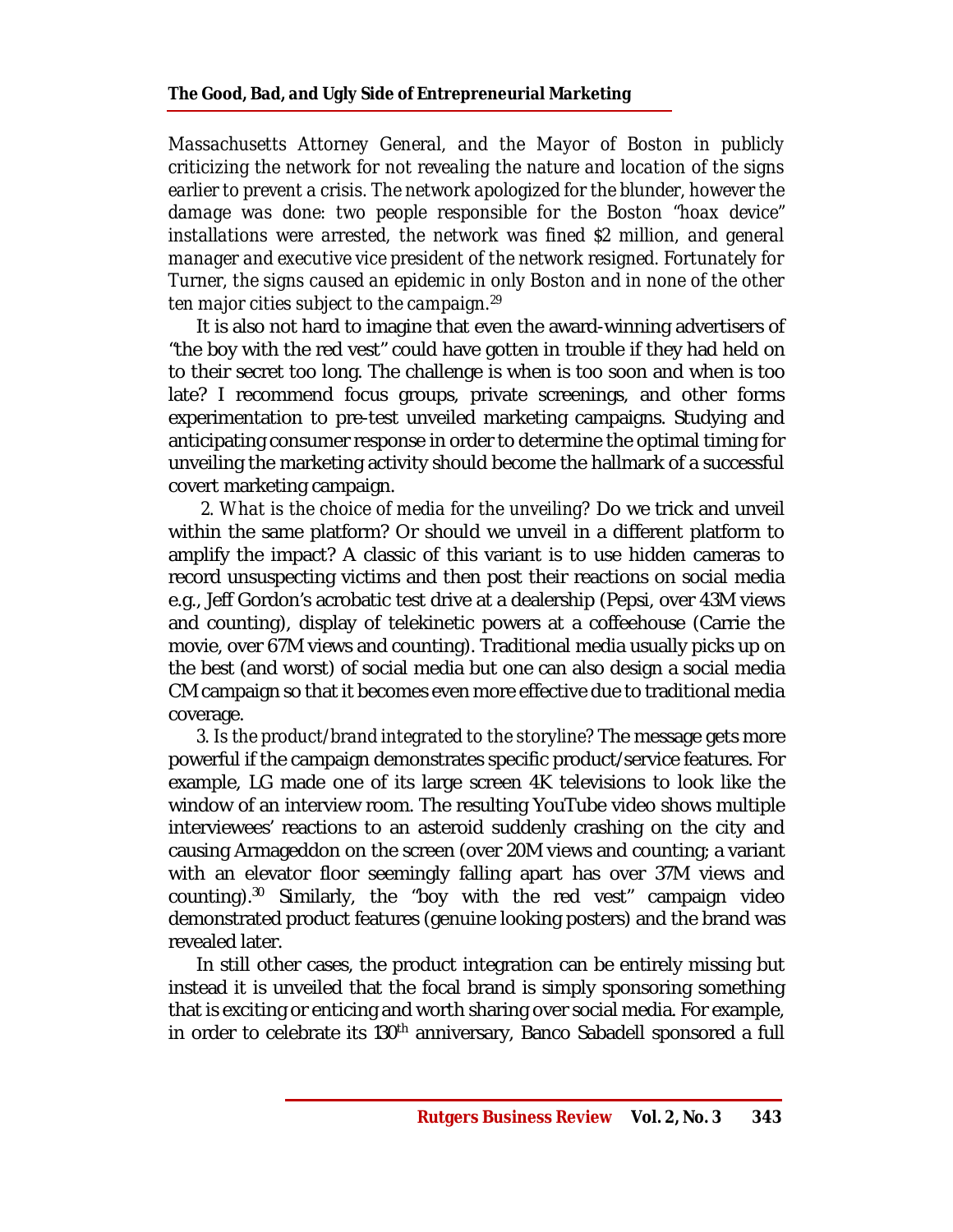*Massachusetts Attorney General, and the Mayor of Boston in publicly criticizing the network for not revealing the nature and location of the signs earlier to prevent a crisis. The network apologized for the blunder, however the damage was done: two people responsible for the Boston "hoax device" installations were arrested, the network was fined $2 million, and general manager and executive vice president of the network resigned. Fortunately for Turner, the signs caused an epidemic in only Boston and in none of the other ten major cities subject to the campaign.*[29]

It is also not hard to imagine that even the award-winning advertisers of "the boy with the red vest" could have gotten in trouble if they had held on to their secret too long. The challenge is when is too soon and when is too late? I recommend focus groups, private screenings, and other forms experimentation to pre-test unveiled marketing campaigns. Studying and anticipating consumer response in order to determine the optimal timing for unveiling the marketing activity should become the hallmark of a successful covert marketing campaign.

2. *What is the choice of media for the unveiling?* Do we trick and unveil within the same platform? Or should we unveil in a different platform to amplify the impact? A classic of this variant is to use hidden cameras to record unsuspecting victims and then post their reactions on social media e.g., Jeff Gordon's acrobatic test drive at a dealership (Pepsi, over 43M views and counting), display of telekinetic powers at a coffeehouse (Carrie the movie, over 67M views and counting). Traditional media usually picks up on the best (and worst) of social media but one can also design a social media CM campaign so that it becomes even more effective due to traditional media coverage.

3. *Is the product/brand integrated to the storyline?* The message gets more powerful if the campaign demonstrates specific product/service features. For example, LG made one of its large screen 4K televisions to look like the window of an interview room. The resulting YouTube video shows multiple interviewees' reactions to an asteroid suddenly crashing on the city and causing Armageddon on the screen (over 20M views and counting; a variant with an elevator floor seemingly falling apart has over 37M views and counting).[30] Similarly, the "boy with the red vest" campaign video demonstrated product features (genuine looking posters) and the brand was revealed later.

In still other cases, the product integration can be entirely missing but instead it is unveiled that the focal brand is simply sponsoring something that is exciting or enticing and worth sharing over social media. For example, in order to celebrate its 130th anniversary, Banco Sabadell sponsored a full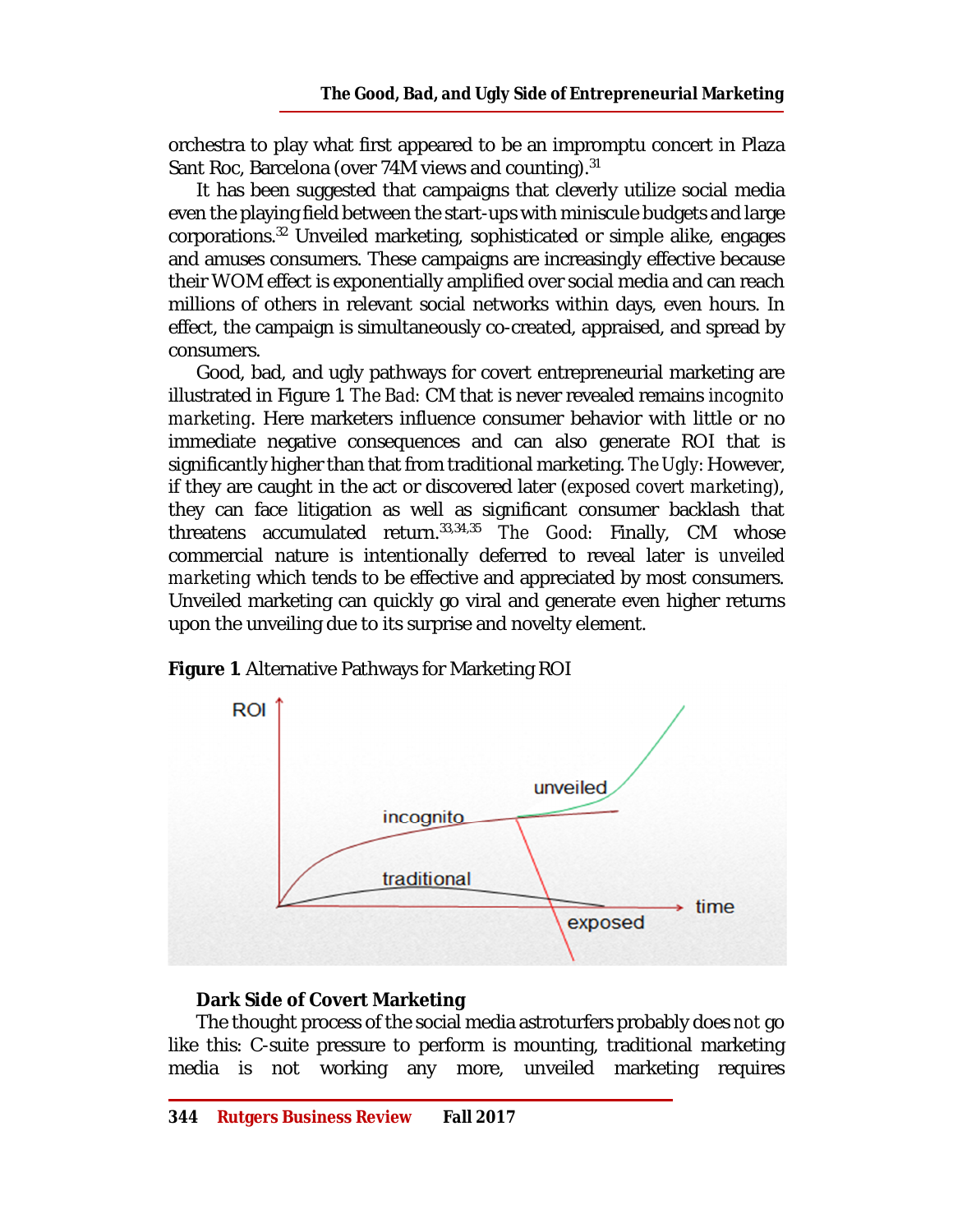orchestra to play what first appeared to be an impromptu concert in Plaza Sant Roc, Barcelona (over 74M views and counting).[31]

It has been suggested that campaigns that cleverly utilize social media even the playing field between the start-ups with miniscule budgets and large corporations.[32] Unveiled marketing, sophisticated or simple alike, engages and amuses consumers. These campaigns are increasingly effective because their WOM effect is exponentially amplified over social media and can reach millions of others in relevant social networks within days, even hours. In effect, the campaign is simultaneously co-created, appraised, and spread by consumers.

Good, bad, and ugly pathways for covert entrepreneurial marketing are illustrated in Figure 1. *The Bad*: CM that is never revealed remains *incognito marketing*. Here marketers influence consumer behavior with little or no immediate negative consequences and can also generate ROI that is significantly higher than that from traditional marketing. *The Ugly*: However, if they are caught in the act or discovered later (*exposed covert marketing*), they can face litigation as well as significant consumer backlash that threatens accumulated return.[33,34,35] *The Good*: Finally, CM whose commercial nature is intentionally deferred to reveal later is *unveiled marketing* which tends to be effective and appreciated by most consumers. Unveiled marketing can quickly go viral and generate even higher returns upon the unveiling due to its surprise and novelty element.

**Figure 1**. Alternative Pathways for Marketing ROI

### Dark Side of Covert Marketing

The thought process of the social media astroturfers probably does *not* go like this: C-suite pressure to perform is mounting, traditional marketing media is not working any more, unveiled marketing requires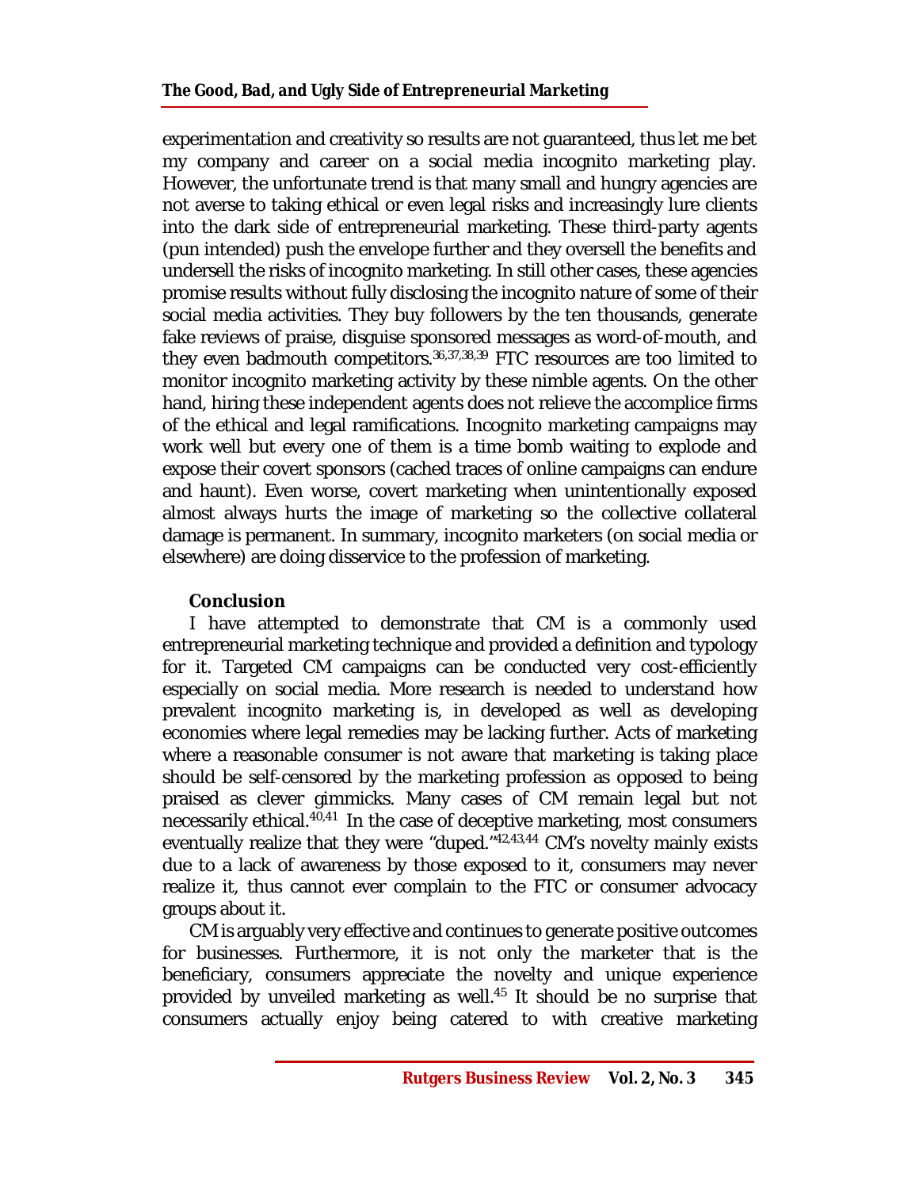experimentation and creativity so results are not guaranteed, thus let me bet my company and career on a social media incognito marketing play. However, the unfortunate trend is that many small and hungry agencies are not averse to taking ethical or even legal risks and increasingly lure clients into the dark side of entrepreneurial marketing. These third-party agents (pun intended) push the envelope further and they oversell the benefits and undersell the risks of incognito marketing. In still other cases, these agencies promise results without fully disclosing the incognito nature of some of their social media activities. They buy followers by the ten thousands, generate fake reviews of praise, disguise sponsored messages as word-of-mouth, and they even badmouth competitors.[36,37,38,39] FTC resources are too limited to monitor incognito marketing activity by these nimble agents. On the other hand, hiring these independent agents does not relieve the accomplice firms of the ethical and legal ramifications. Incognito marketing campaigns may work well but every one of them is a time bomb waiting to explode and expose their covert sponsors (cached traces of online campaigns can endure and haunt). Even worse, covert marketing when unintentionally exposed almost always hurts the image of marketing so the collective collateral damage is permanent. In summary, incognito marketers (on social media or elsewhere) are doing disservice to the profession of marketing.

## Conclusion

I have attempted to demonstrate that CM is a commonly used entrepreneurial marketing technique and provided a definition and typology for it. Targeted CM campaigns can be conducted very cost-efficiently especially on social media. More research is needed to understand how prevalent incognito marketing is, in developed as well as developing economies where legal remedies may be lacking further. Acts of marketing where a reasonable consumer is not aware that marketing is taking place should be self-censored by the marketing profession as opposed to being praised as clever gimmicks. Many cases of CM remain legal but not necessarily ethical.[40,41] In the case of deceptive marketing, most consumers eventually realize that they were "duped."[42,43,44] CM's novelty mainly exists due to a lack of awareness by those exposed to it, consumers may never realize it, thus cannot ever complain to the FTC or consumer advocacy groups about it.

CM is arguably very effective and continues to generate positive outcomes for businesses. Furthermore, it is not only the marketer that is the beneficiary, consumers appreciate the novelty and unique experience provided by unveiled marketing as well.[45] It should be no surprise that consumers actually enjoy being catered to with creative marketing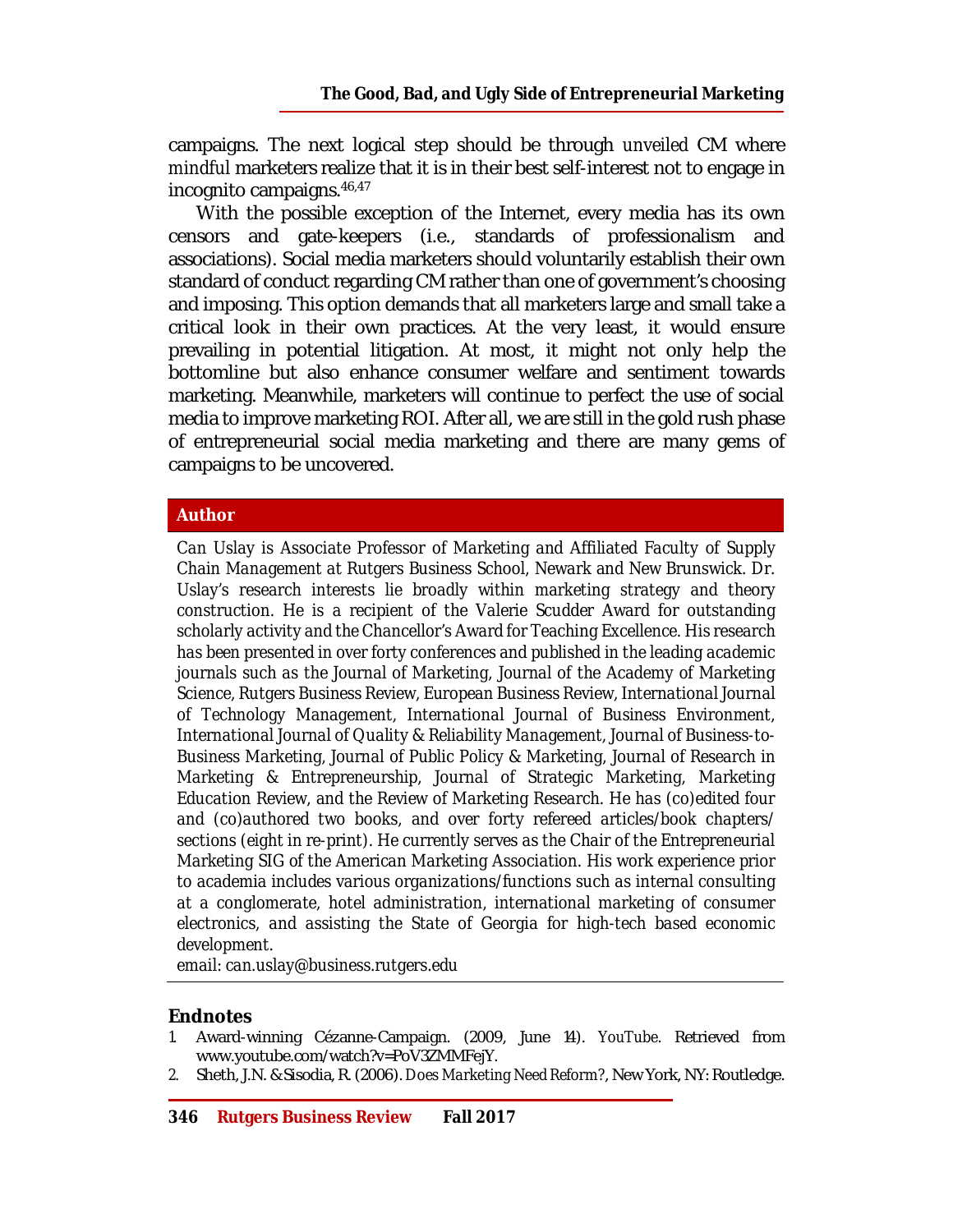campaigns. The next logical step should be through *unveiled* CM where *mindful* marketers realize that it is in their best self-interest not to engage in incognito campaigns.[46,47]

With the possible exception of the Internet, every media has its own censors and gate-keepers (i.e., standards of professionalism and associations). Social media marketers should voluntarily establish their own standard of conduct regarding CM rather than one of government's choosing and imposing. This option demands that all marketers large and small take a critical look in their own practices. At the very least, it would ensure prevailing in potential litigation. At most, it might not only help the bottomline but also enhance consumer welfare and sentiment towards marketing. Meanwhile, marketers will continue to perfect the use of social media to improve marketing ROI. After all, we are still in the gold rush phase of entrepreneurial social media marketing and there are many gems of campaigns to be uncovered.

## Author

Can Uslay is Associate Professor of Marketing and Affiliated Faculty of Supply Chain Management at Rutgers Business School, Newark and New Brunswick. Dr. Uslay's research interests lie broadly within marketing strategy and theory construction. He is a recipient of the Valerie Scudder Award for outstanding scholarly activity and the Chancellor's Award for Teaching Excellence. His research has been presented in over forty conferences and published in the leading academic journals such as the Journal of Marketing, Journal of the Academy of Marketing Science, Rutgers Business Review, European Business Review, International Journal of Technology Management, International Journal of Business Environment, International Journal of Quality & Reliability Management, Journal of Business-to-Business Marketing, Journal of Public Policy & Marketing, Journal of Research in Marketing & Entrepreneurship, Journal of Strategic Marketing, Marketing Education Review, and the Review of Marketing Research. He has (co)edited four and (co)authored two books, and over forty refereed articles/book chapters/sections (eight in re-print). He currently serves as the Chair of the Entrepreneurial Marketing SIG of the American Marketing Association. His work experience prior to academia includes various organizations/functions such as internal consulting at a conglomerate, hotel administration, international marketing of consumer electronics, and assisting the State of Georgia for high-tech based economic development.
email: can.uslay@business.rutgers.edu

## Endnotes

1. Award-winning Cézanne-Campaign. (2009, June 14). *YouTube*. Retrieved from www.youtube.com/watch?v=PoV3ZMMFejY.
2. Sheth, J.N. & Sisodia, R. (2006). *Does Marketing Need Reform?*, New York, NY: Routledge.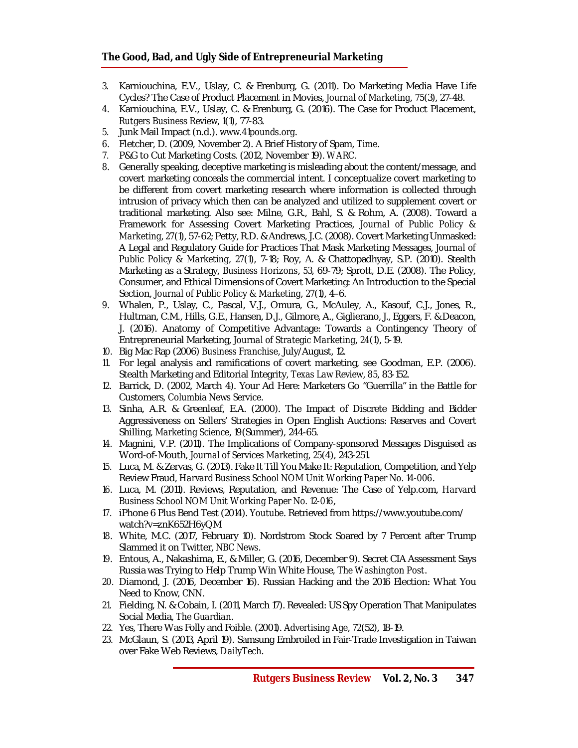3. Karniouchina, E.V., Uslay, C. & Erenburg, G. (2011). Do Marketing Media Have Life Cycles? The Case of Product Placement in Movies, *Journal of Marketing*, *75*(3), 27-48.
4. Karniouchina, E.V., Uslay, C. & Erenburg, G. (2016). The Case for Product Placement, *Rutgers Business Review*, *1*(1), 77-83.
5. Junk Mail Impact (n.d.). *www.41pounds.org*.
6. Fletcher, D. (2009, November 2). A Brief History of Spam, *Time*.
7. P&G to Cut Marketing Costs. (2012, November 19). *WARC*.
8. Generally speaking, deceptive marketing is misleading about the content/message, and covert marketing conceals the commercial intent. I conceptualize covert marketing to be different from covert marketing research where information is collected through intrusion of privacy which then can be analyzed and utilized to supplement covert or traditional marketing. Also see: Milne, G.R., Bahl, S. & Rohm, A. (2008). Toward a Framework for Assessing Covert Marketing Practices, *Journal of Public Policy & Marketing*, *27*(1), 57-62; Petty, R.D. & Andrews, J.C. (2008). Covert Marketing Unmasked: A Legal and Regulatory Guide for Practices That Mask Marketing Messages, *Journal of Public Policy & Marketing*, *27*(1), 7-18; Roy, A. & Chattopadhyay, S.P. (2010). Stealth Marketing as a Strategy, *Business Horizons*, *53*, 69-79; Sprott, D.E. (2008). The Policy, Consumer, and Ethical Dimensions of Covert Marketing: An Introduction to the Special Section, *Journal of Public Policy & Marketing*, *27*(1), 4–6.
9. Whalen, P., Uslay, C., Pascal, V.J., Omura, G., McAuley, A., Kasouf, C.J., Jones, R., Hultman, C.M., Hills, G.E., Hansen, D.J., Gilmore, A., Giglierano, J., Eggers, F. & Deacon, J. (2016). Anatomy of Competitive Advantage: Towards a Contingency Theory of Entrepreneurial Marketing, *Journal of Strategic Marketing*, *24*(1), 5-19.
10. Big Mac Rap (2006) *Business Franchise*, July/August, 12.
11. For legal analysis and ramifications of covert marketing, see Goodman, E.P. (2006). Stealth Marketing and Editorial Integrity, *Texas Law Review*, *85*, 83-152.
12. Barrick, D. (2002, March 4). Your Ad Here: Marketers Go "Guerrilla" in the Battle for Customers, *Columbia News Service*.
13. Sinha, A.R. & Greenleaf, E.A. (2000). The Impact of Discrete Bidding and Bidder Aggressiveness on Sellers' Strategies in Open English Auctions: Reserves and Covert Shilling, *Marketing Science*, *19*(Summer), 244-65.
14. Magnini, V.P. (2011). The Implications of Company-sponsored Messages Disguised as Word-of-Mouth, *Journal of Services Marketing*, *25*(4), 243-251.
15. Luca, M. & Zervas, G. (2013). Fake It Till You Make It: Reputation, Competition, and Yelp Review Fraud, *Harvard Business School NOM Unit Working Paper No. 14-006*.
16. Luca, M. (2011). Reviews, Reputation, and Revenue: The Case of Yelp.com, *Harvard Business School NOM Unit Working Paper No. 12-016*,
17. iPhone 6 Plus Bend Test (2014). *Youtube*. Retrieved from https://www.youtube.com/watch?v=znK652H6yQM
18. White, M.C. (2017, February 10). Nordstrom Stock Soared by 7 Percent after Trump Slammed it on Twitter, *NBC News*.
19. Entous, A., Nakashima, E., & Miller, G. (2016, December 9). Secret CIA Assessment Says Russia was Trying to Help Trump Win White House, *The Washington Post*.
20. Diamond, J. (2016, December 16). Russian Hacking and the 2016 Election: What You Need to Know, *CNN*.
21. Fielding, N. & Cobain, I. (2011, March 17). Revealed: US Spy Operation That Manipulates Social Media, *The Guardian*.
22. Yes, There Was Folly and Foible. (2001). *Advertising Age*, *72*(52), 18-19.
23. McGlaun, S. (2013, April 19). Samsung Embroiled in Fair-Trade Investigation in Taiwan over Fake Web Reviews, *DailyTech*.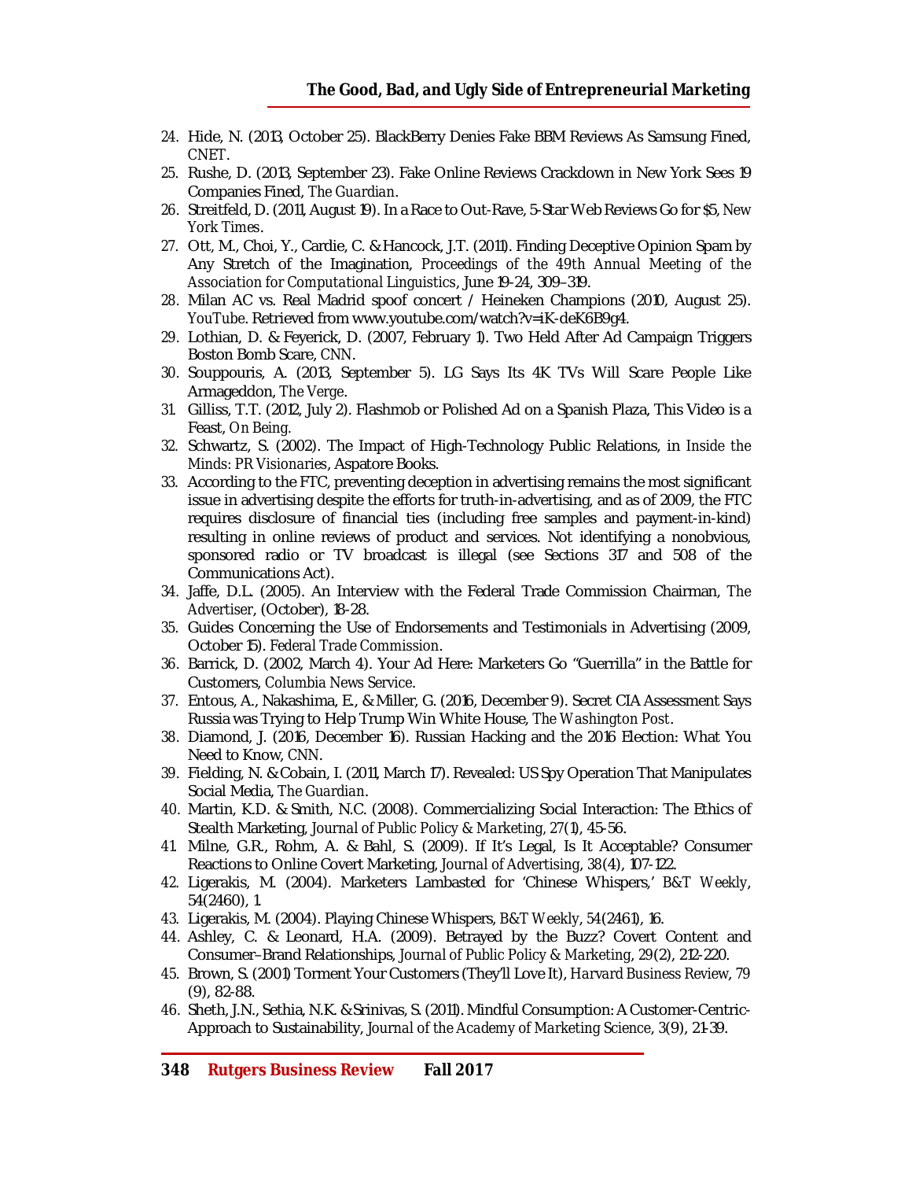24. Hide, N. (2013, October 25). BlackBerry Denies Fake BBM Reviews As Samsung Fined, *CNET*.
25. Rushe, D. (2013, September 23). Fake Online Reviews Crackdown in New York Sees 19 Companies Fined, *The Guardian*.
26. Streitfeld, D. (2011, August 19). In a Race to Out-Rave, 5-Star Web Reviews Go for $5, *New York Times*.
27. Ott, M., Choi, Y., Cardie, C. & Hancock, J.T. (2011). Finding Deceptive Opinion Spam by Any Stretch of the Imagination, *Proceedings of the 49th Annual Meeting of the Association for Computational Linguistics*, June 19-24, 309–319.
28. Milan AC vs. Real Madrid spoof concert / Heineken Champions (2010, August 25). *YouTube*. Retrieved from www.youtube.com/watch?v=iK-deK6B9g4.
29. Lothian, D. & Feyerick, D. (2007, February 1). Two Held After Ad Campaign Triggers Boston Bomb Scare, *CNN*.
30. Souppouris, A. (2013, September 5). LG Says Its 4K TVs Will Scare People Like Armageddon, *The Verge*.
31. Gilliss, T.T. (2012, July 2). Flashmob or Polished Ad on a Spanish Plaza, This Video is a Feast, *On Being*.
32. Schwartz, S. (2002). The Impact of High-Technology Public Relations, in *Inside the Minds: PR Visionaries*, Aspatore Books.
33. According to the FTC, preventing deception in advertising remains the most significant issue in advertising despite the efforts for truth-in-advertising, and as of 2009, the FTC requires disclosure of financial ties (including free samples and payment-in-kind) resulting in online reviews of product and services. Not identifying a nonobvious, sponsored radio or TV broadcast is illegal (see Sections 317 and 508 of the Communications Act).
34. Jaffe, D.L. (2005). An Interview with the Federal Trade Commission Chairman, *The Advertiser*, (October), 18-28.
35. Guides Concerning the Use of Endorsements and Testimonials in Advertising (2009, October 15). *Federal Trade Commission*.
36. Barrick, D. (2002, March 4). Your Ad Here: Marketers Go "Guerrilla" in the Battle for Customers, *Columbia News Service*.
37. Entous, A., Nakashima, E., & Miller, G. (2016, December 9). Secret CIA Assessment Says Russia was Trying to Help Trump Win White House, *The Washington Post*.
38. Diamond, J. (2016, December 16). Russian Hacking and the 2016 Election: What You Need to Know, *CNN*.
39. Fielding, N. & Cobain, I. (2011, March 17). Revealed: US Spy Operation That Manipulates Social Media, *The Guardian*.
40. Martin, K.D. & Smith, N.C. (2008). Commercializing Social Interaction: The Ethics of Stealth Marketing, *Journal of Public Policy & Marketing*, *27*(1), 45-56.
41. Milne, G.R., Rohm, A. & Bahl, S. (2009). If It's Legal, Is It Acceptable? Consumer Reactions to Online Covert Marketing, *Journal of Advertising*, *38*(4), 107-122.
42. Ligerakis, M. (2004). Marketers Lambasted for 'Chinese Whispers,' *B&T Weekly*, 54(2460), 1.
43. Ligerakis, M. (2004). Playing Chinese Whispers, *B&T Weekly*, *54*(2461), 16.
44. Ashley, C. & Leonard, H.A. (2009). Betrayed by the Buzz? Covert Content and Consumer–Brand Relationships, *Journal of Public Policy & Marketing*, *29*(2), 212-220.
45. Brown, S. (2001) Torment Your Customers (They'll Love It), *Harvard Business Review*, *79* (9), 82-88.
46. Sheth, J.N., Sethia, N.K. & Srinivas, S. (2011). Mindful Consumption: A Customer-Centric-Approach to Sustainability, *Journal of the Academy of Marketing Science*, 3(9), 21-39.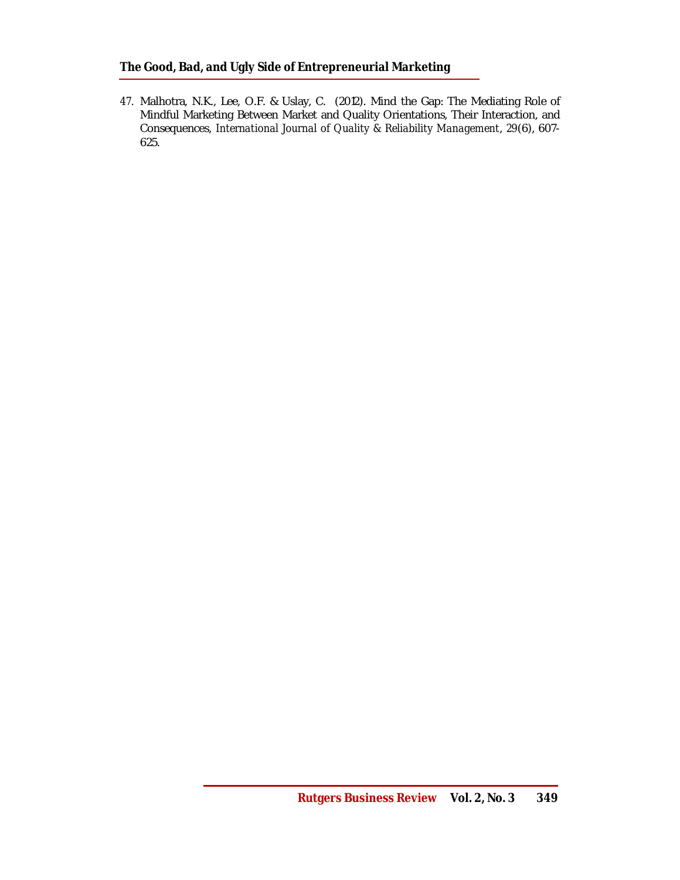47. Malhotra, N.K., Lee, O.F. & Uslay, C. (2012). Mind the Gap: The Mediating Role of Mindful Marketing Between Market and Quality Orientations, Their Interaction, and Consequences, *International Journal of Quality & Reliability Management*, 29(6), 607-625.